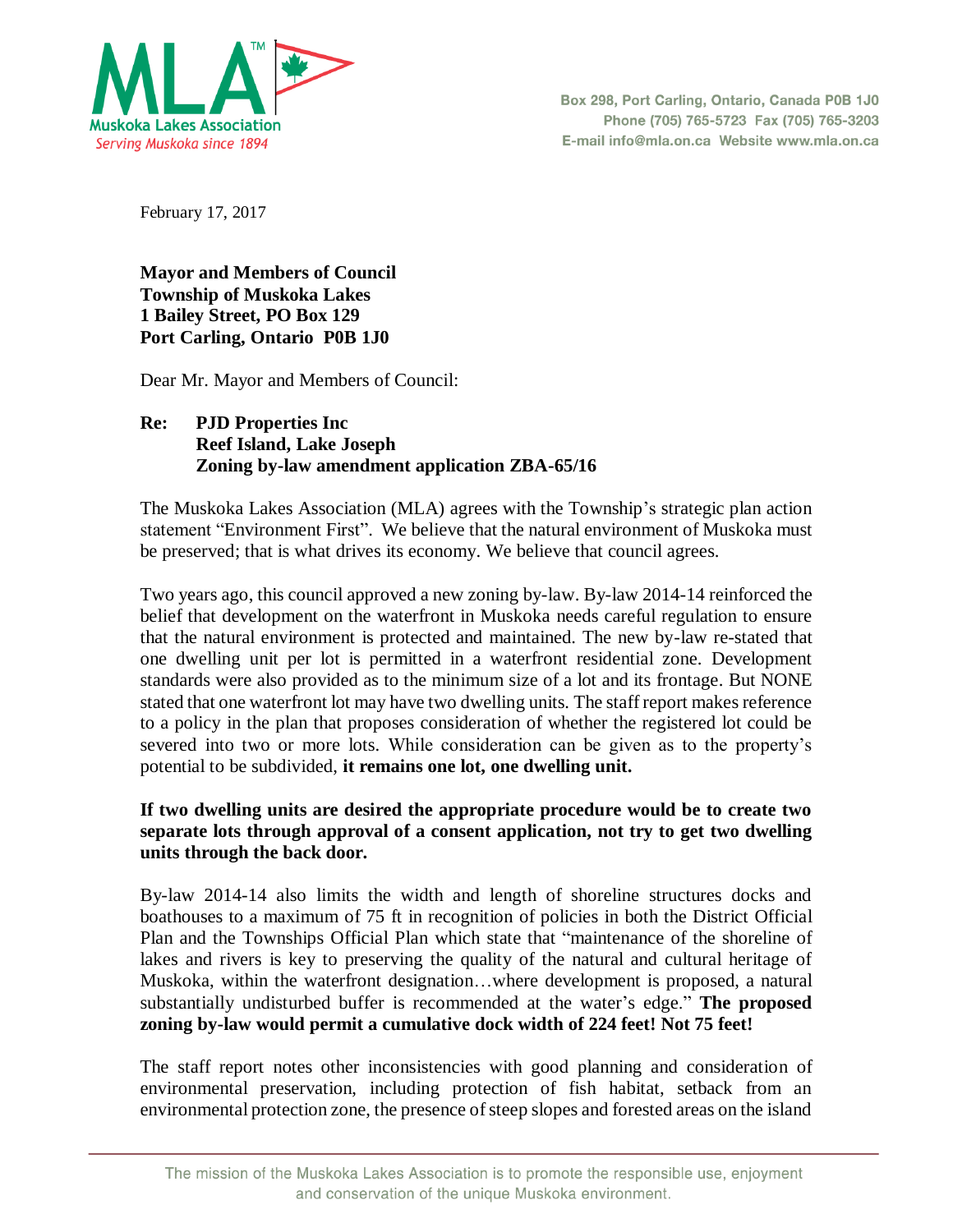**Muskoka Lakes Association**
*Serving Muskoka since 1894*

Box 298, Port Carling, Ontario, Canada P0B 1J0
Phone (705) 765-5723 Fax (705) 765-3203
E-mail info@mla.on.ca Website www.mla.on.ca

February 17, 2017

**Mayor and Members of Council**
**Township of Muskoka Lakes**
**1 Bailey Street, PO Box 129**
**Port Carling, Ontario P0B 1J0**

Dear Mr. Mayor and Members of Council:

**Re: PJD Properties Inc**
**Reef Island, Lake Joseph**
**Zoning by-law amendment application ZBA-65/16**

The Muskoka Lakes Association (MLA) agrees with the Township's strategic plan action statement "Environment First". We believe that the natural environment of Muskoka must be preserved; that is what drives its economy. We believe that council agrees.

Two years ago, this council approved a new zoning by-law. By-law 2014-14 reinforced the belief that development on the waterfront in Muskoka needs careful regulation to ensure that the natural environment is protected and maintained. The new by-law re-stated that one dwelling unit per lot is permitted in a waterfront residential zone. Development standards were also provided as to the minimum size of a lot and its frontage. But NONE stated that one waterfront lot may have two dwelling units. The staff report makes reference to a policy in the plan that proposes consideration of whether the registered lot could be severed into two or more lots. While consideration can be given as to the property's potential to be subdivided, **it remains one lot, one dwelling unit.**

**If two dwelling units are desired the appropriate procedure would be to create two separate lots through approval of a consent application, not try to get two dwelling units through the back door.**

By-law 2014-14 also limits the width and length of shoreline structures docks and boathouses to a maximum of 75 ft in recognition of policies in both the District Official Plan and the Townships Official Plan which state that "maintenance of the shoreline of lakes and rivers is key to preserving the quality of the natural and cultural heritage of Muskoka, within the waterfront designation…where development is proposed, a natural substantially undisturbed buffer is recommended at the water's edge." **The proposed zoning by-law would permit a cumulative dock width of 224 feet! Not 75 feet!**

The staff report notes other inconsistencies with good planning and consideration of environmental preservation, including protection of fish habitat, setback from an environmental protection zone, the presence of steep slopes and forested areas on the island

The mission of the Muskoka Lakes Association is to promote the responsible use, enjoyment and conservation of the unique Muskoka environment.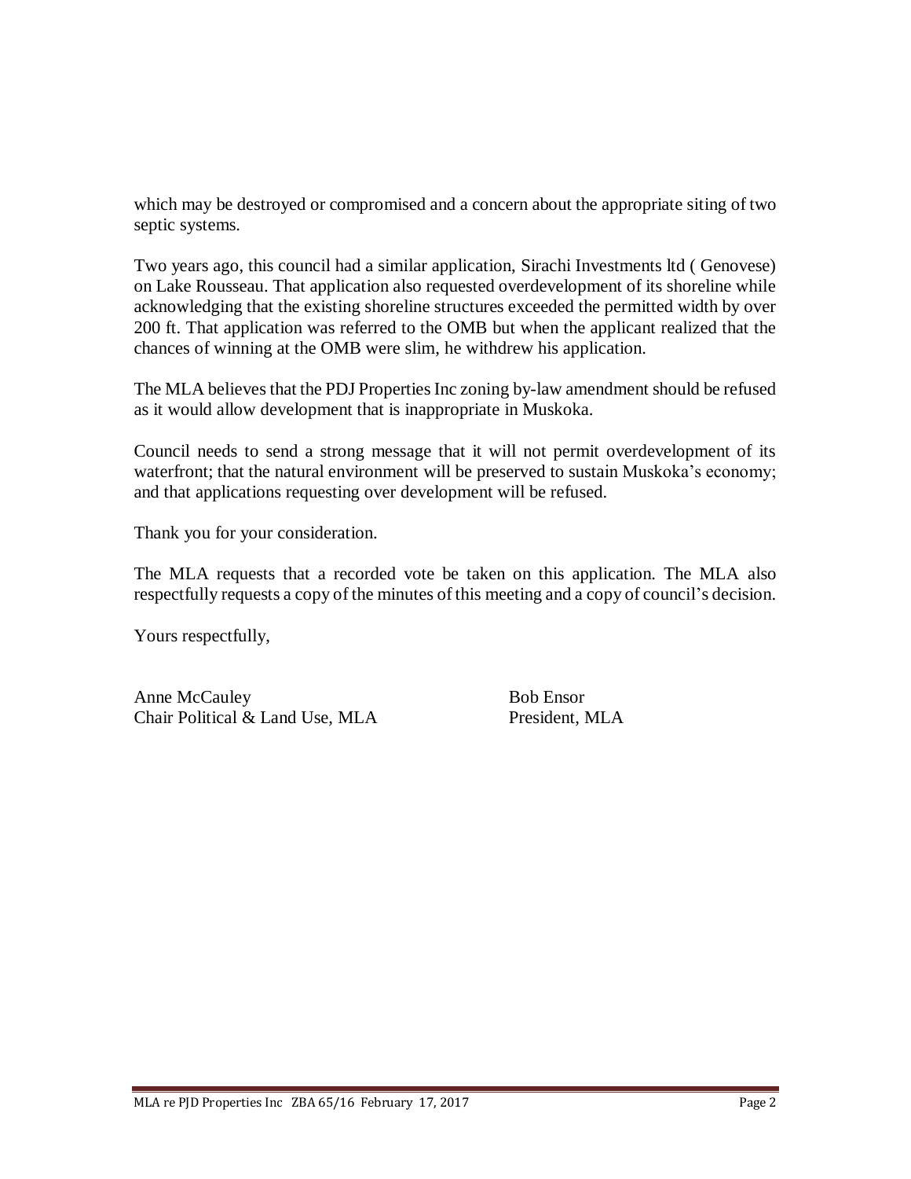which may be destroyed or compromised and a concern about the appropriate siting of two septic systems.

Two years ago, this council had a similar application, Sirachi Investments ltd ( Genovese) on Lake Rousseau. That application also requested overdevelopment of its shoreline while acknowledging that the existing shoreline structures exceeded the permitted width by over 200 ft. That application was referred to the OMB but when the applicant realized that the chances of winning at the OMB were slim, he withdrew his application.

The MLA believes that the PDJ Properties Inc zoning by-law amendment should be refused as it would allow development that is inappropriate in Muskoka.

Council needs to send a strong message that it will not permit overdevelopment of its waterfront; that the natural environment will be preserved to sustain Muskoka's economy; and that applications requesting over development will be refused.

Thank you for your consideration.

The MLA requests that a recorded vote be taken on this application. The MLA also respectfully requests a copy of the minutes of this meeting and a copy of council's decision.

Yours respectfully,

Anne McCauley
Chair Political & Land Use, MLA

Bob Ensor
President, MLA